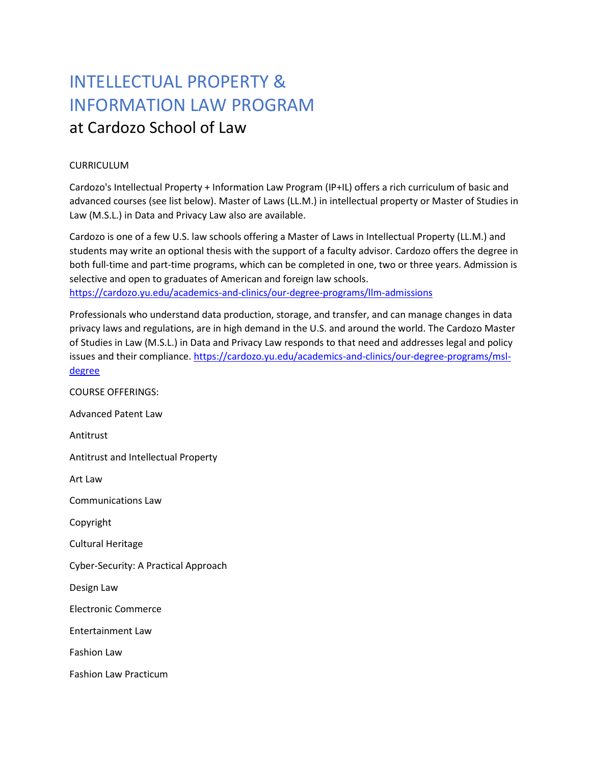# INTELLECTUAL PROPERTY & INFORMATION LAW PROGRAM

## at Cardozo School of Law

CURRICULUM

Cardozo's Intellectual Property + Information Law Program (IP+IL) offers a rich curriculum of basic and advanced courses (see list below). Master of Laws (LL.M.) in intellectual property or Master of Studies in Law (M.S.L.) in Data and Privacy Law also are available.

Cardozo is one of a few U.S. law schools offering a Master of Laws in Intellectual Property (LL.M.) and students may write an optional thesis with the support of a faculty advisor. Cardozo offers the degree in both full-time and part-time programs, which can be completed in one, two or three years. Admission is selective and open to graduates of American and foreign law schools. https://cardozo.yu.edu/academics-and-clinics/our-degree-programs/llm-admissions

Professionals who understand data production, storage, and transfer, and can manage changes in data privacy laws and regulations, are in high demand in the U.S. and around the world. The Cardozo Master of Studies in Law (M.S.L.) in Data and Privacy Law responds to that need and addresses legal and policy issues and their compliance. https://cardozo.yu.edu/academics-and-clinics/our-degree-programs/msl-degree

COURSE OFFERINGS:

Advanced Patent Law

Antitrust

Antitrust and Intellectual Property

Art Law

Communications Law

Copyright

Cultural Heritage

Cyber-Security: A Practical Approach

Design Law

Electronic Commerce

Entertainment Law

Fashion Law

Fashion Law Practicum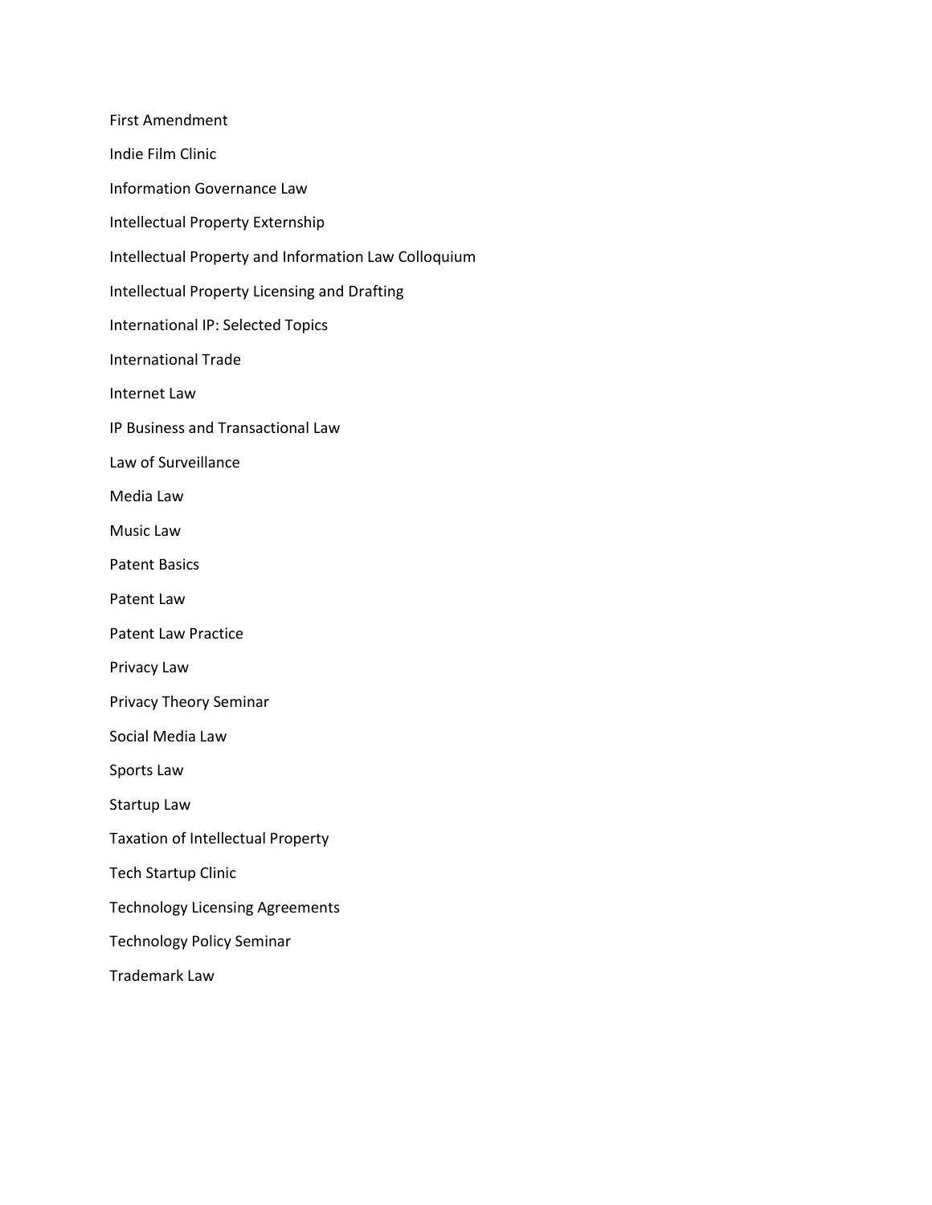First Amendment

Indie Film Clinic

Information Governance Law

Intellectual Property Externship

Intellectual Property and Information Law Colloquium

Intellectual Property Licensing and Drafting

International IP: Selected Topics

International Trade

Internet Law

IP Business and Transactional Law

Law of Surveillance

Media Law

Music Law

Patent Basics

Patent Law

Patent Law Practice

Privacy Law

Privacy Theory Seminar

Social Media Law

Sports Law

Startup Law

Taxation of Intellectual Property

Tech Startup Clinic

Technology Licensing Agreements

Technology Policy Seminar

Trademark Law